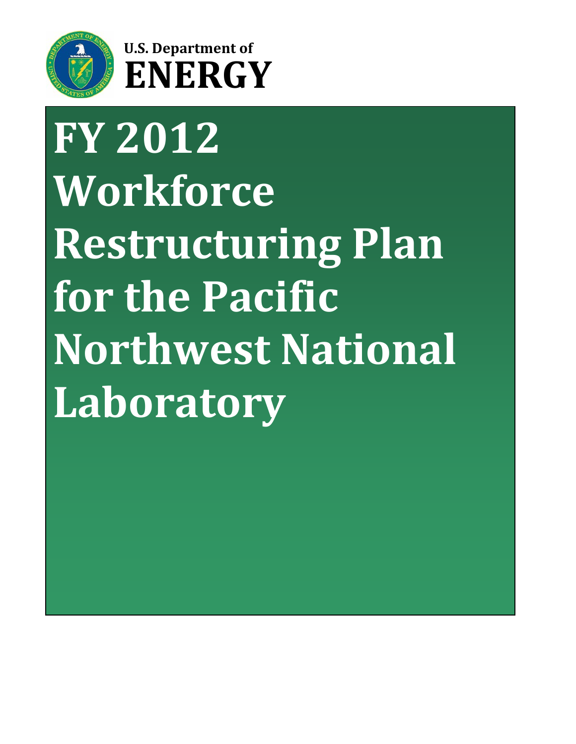U.S. Department of

**ENERGY**

# FY 2012 Workforce Restructuring Plan for the Pacific Northwest National Laboratory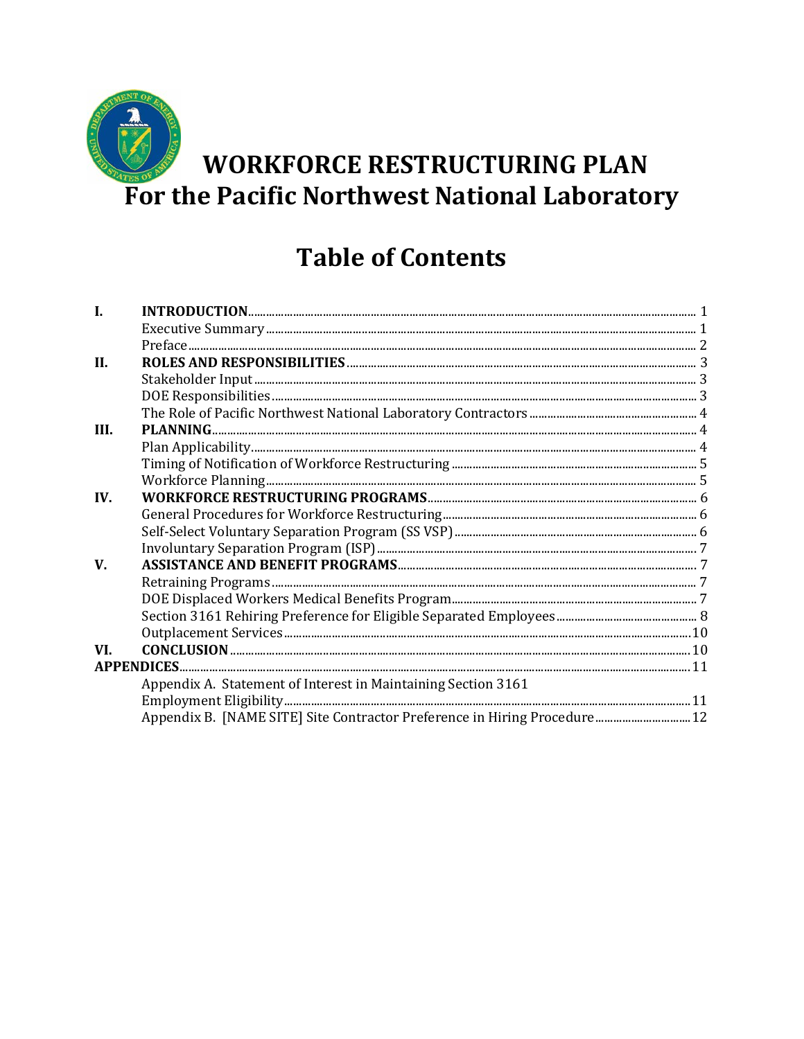# WORKFORCE RESTRUCTURING PLAN
# For the Pacific Northwest National Laboratory

## Table of Contents

| | | |
|---|---|---|
| **I.** | **INTRODUCTION** | 1 |
| | Executive Summary | 1 |
| | Preface | 2 |
| **II.** | **ROLES AND RESPONSIBILITIES** | 3 |
| | Stakeholder Input | 3 |
| | DOE Responsibilities | 3 |
| | The Role of Pacific Northwest National Laboratory Contractors | 4 |
| **III.** | **PLANNING** | 4 |
| | Plan Applicability | 4 |
| | Timing of Notification of Workforce Restructuring | 5 |
| | Workforce Planning | 5 |
| **IV.** | **WORKFORCE RESTRUCTURING PROGRAMS** | 6 |
| | General Procedures for Workforce Restructuring | 6 |
| | Self-Select Voluntary Separation Program (SS VSP) | 6 |
| | Involuntary Separation Program (ISP) | 7 |
| **V.** | **ASSISTANCE AND BENEFIT PROGRAMS** | 7 |
| | Retraining Programs | 7 |
| | DOE Displaced Workers Medical Benefits Program | 7 |
| | Section 3161 Rehiring Preference for Eligible Separated Employees | 8 |
| | Outplacement Services | 10 |
| **VI.** | **CONCLUSION** | 10 |
| **APPENDICES** | | 11 |
| | Appendix A. Statement of Interest in Maintaining Section 3161 Employment Eligibility | 11 |
| | Appendix B. [NAME SITE] Site Contractor Preference in Hiring Procedure | 12 |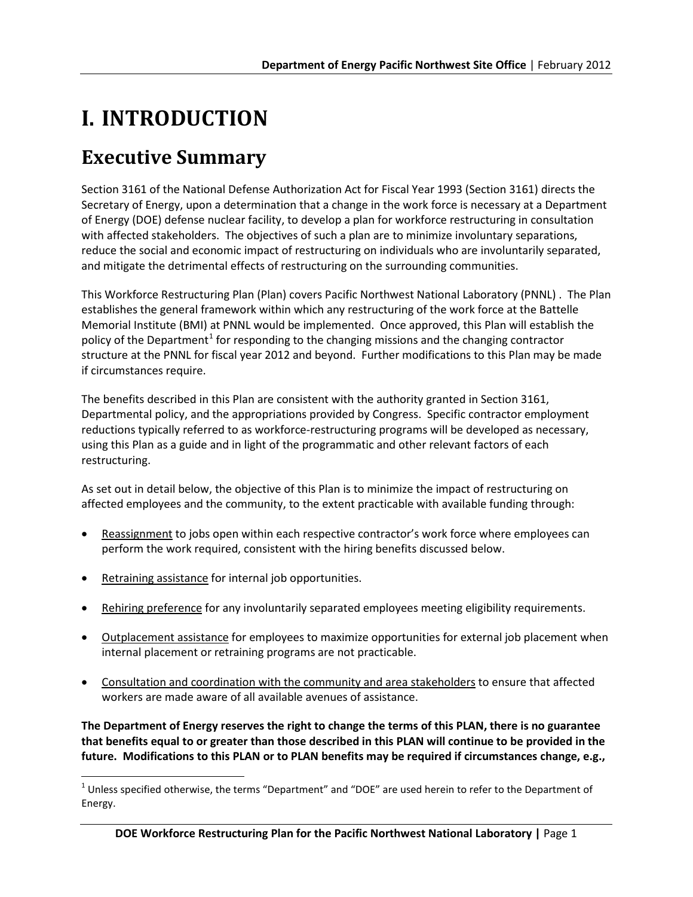# I. INTRODUCTION

## Executive Summary

Section 3161 of the National Defense Authorization Act for Fiscal Year 1993 (Section 3161) directs the Secretary of Energy, upon a determination that a change in the work force is necessary at a Department of Energy (DOE) defense nuclear facility, to develop a plan for workforce restructuring in consultation with affected stakeholders. The objectives of such a plan are to minimize involuntary separations, reduce the social and economic impact of restructuring on individuals who are involuntarily separated, and mitigate the detrimental effects of restructuring on the surrounding communities.

This Workforce Restructuring Plan (Plan) covers Pacific Northwest National Laboratory (PNNL) . The Plan establishes the general framework within which any restructuring of the work force at the Battelle Memorial Institute (BMI) at PNNL would be implemented. Once approved, this Plan will establish the policy of the Department[1] for responding to the changing missions and the changing contractor structure at the PNNL for fiscal year 2012 and beyond. Further modifications to this Plan may be made if circumstances require.

The benefits described in this Plan are consistent with the authority granted in Section 3161, Departmental policy, and the appropriations provided by Congress. Specific contractor employment reductions typically referred to as workforce-restructuring programs will be developed as necessary, using this Plan as a guide and in light of the programmatic and other relevant factors of each restructuring.

As set out in detail below, the objective of this Plan is to minimize the impact of restructuring on affected employees and the community, to the extent practicable with available funding through:

- Reassignment to jobs open within each respective contractor's work force where employees can perform the work required, consistent with the hiring benefits discussed below.
- Retraining assistance for internal job opportunities.
- Rehiring preference for any involuntarily separated employees meeting eligibility requirements.
- Outplacement assistance for employees to maximize opportunities for external job placement when internal placement or retraining programs are not practicable.
- Consultation and coordination with the community and area stakeholders to ensure that affected workers are made aware of all available avenues of assistance.

**The Department of Energy reserves the right to change the terms of this PLAN, there is no guarantee that benefits equal to or greater than those described in this PLAN will continue to be provided in the future. Modifications to this PLAN or to PLAN benefits may be required if circumstances change, e.g.,**

[1] Unless specified otherwise, the terms "Department" and "DOE" are used herein to refer to the Department of Energy.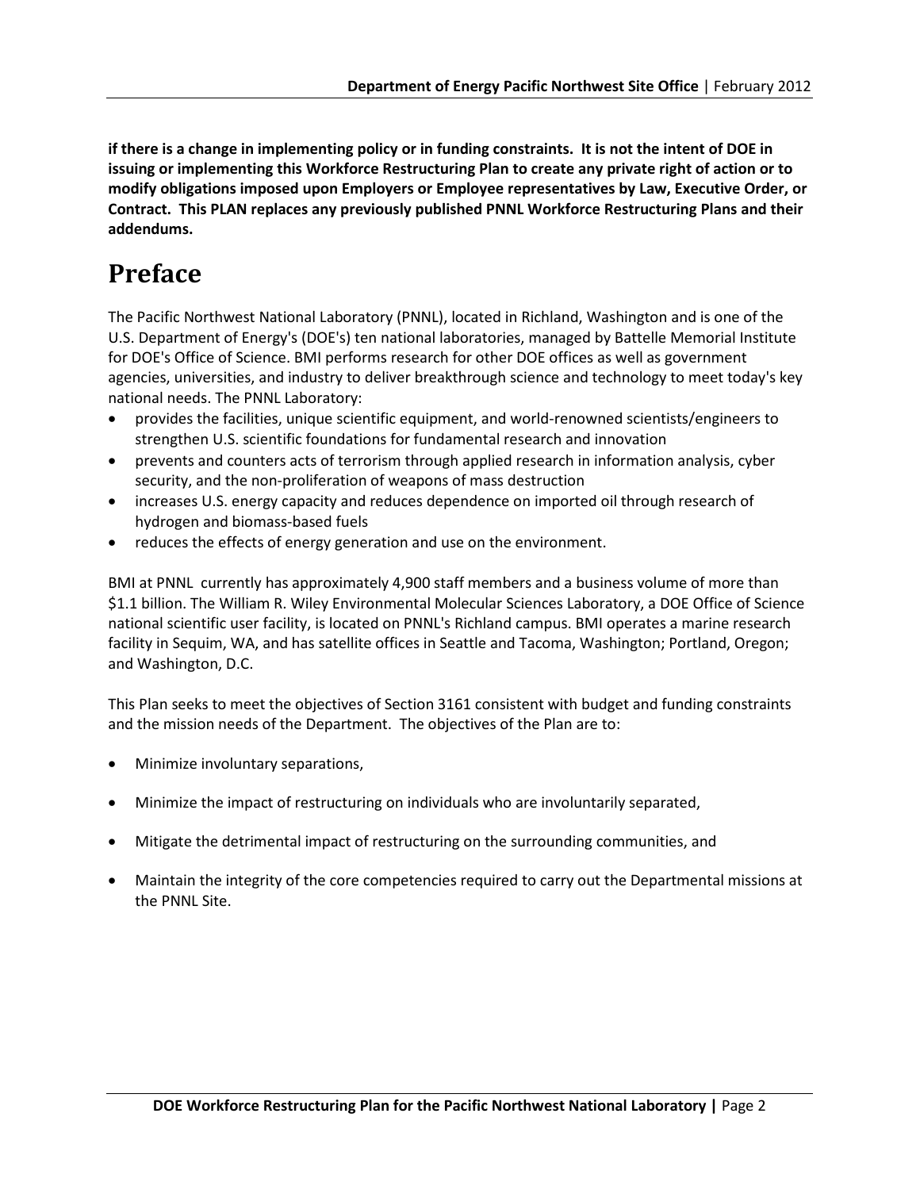**if there is a change in implementing policy or in funding constraints. It is not the intent of DOE in issuing or implementing this Workforce Restructuring Plan to create any private right of action or to modify obligations imposed upon Employers or Employee representatives by Law, Executive Order, or Contract. This PLAN replaces any previously published PNNL Workforce Restructuring Plans and their addendums.**

# Preface

The Pacific Northwest National Laboratory (PNNL), located in Richland, Washington and is one of the U.S. Department of Energy's (DOE's) ten national laboratories, managed by Battelle Memorial Institute for DOE's Office of Science. BMI performs research for other DOE offices as well as government agencies, universities, and industry to deliver breakthrough science and technology to meet today's key national needs. The PNNL Laboratory:

- provides the facilities, unique scientific equipment, and world-renowned scientists/engineers to strengthen U.S. scientific foundations for fundamental research and innovation
- prevents and counters acts of terrorism through applied research in information analysis, cyber security, and the non-proliferation of weapons of mass destruction
- increases U.S. energy capacity and reduces dependence on imported oil through research of hydrogen and biomass-based fuels
- reduces the effects of energy generation and use on the environment.

BMI at PNNL currently has approximately 4,900 staff members and a business volume of more than $1.1 billion. The William R. Wiley Environmental Molecular Sciences Laboratory, a DOE Office of Science national scientific user facility, is located on PNNL's Richland campus. BMI operates a marine research facility in Sequim, WA, and has satellite offices in Seattle and Tacoma, Washington; Portland, Oregon; and Washington, D.C.

This Plan seeks to meet the objectives of Section 3161 consistent with budget and funding constraints and the mission needs of the Department. The objectives of the Plan are to:

- Minimize involuntary separations,
- Minimize the impact of restructuring on individuals who are involuntarily separated,
- Mitigate the detrimental impact of restructuring on the surrounding communities, and
- Maintain the integrity of the core competencies required to carry out the Departmental missions at the PNNL Site.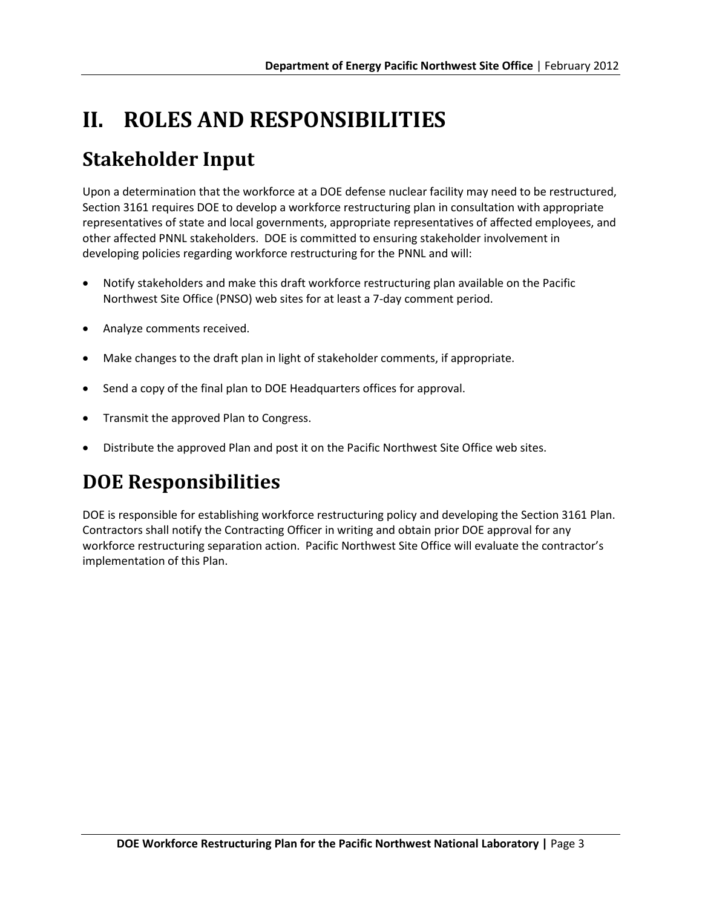# II. ROLES AND RESPONSIBILITIES

## Stakeholder Input

Upon a determination that the workforce at a DOE defense nuclear facility may need to be restructured, Section 3161 requires DOE to develop a workforce restructuring plan in consultation with appropriate representatives of state and local governments, appropriate representatives of affected employees, and other affected PNNL stakeholders. DOE is committed to ensuring stakeholder involvement in developing policies regarding workforce restructuring for the PNNL and will:

- Notify stakeholders and make this draft workforce restructuring plan available on the Pacific Northwest Site Office (PNSO) web sites for at least a 7-day comment period.
- Analyze comments received.
- Make changes to the draft plan in light of stakeholder comments, if appropriate.
- Send a copy of the final plan to DOE Headquarters offices for approval.
- Transmit the approved Plan to Congress.
- Distribute the approved Plan and post it on the Pacific Northwest Site Office web sites.

## DOE Responsibilities

DOE is responsible for establishing workforce restructuring policy and developing the Section 3161 Plan. Contractors shall notify the Contracting Officer in writing and obtain prior DOE approval for any workforce restructuring separation action. Pacific Northwest Site Office will evaluate the contractor's implementation of this Plan.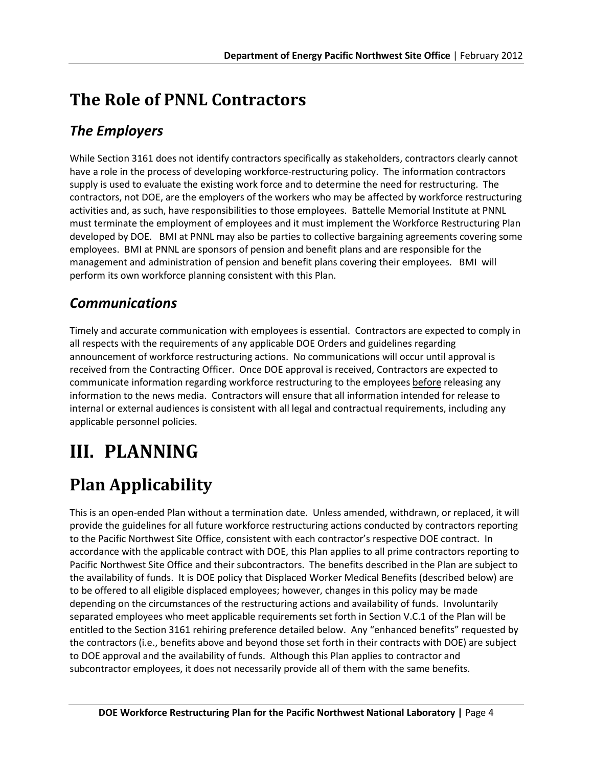# The Role of PNNL Contractors

## *The Employers*

While Section 3161 does not identify contractors specifically as stakeholders, contractors clearly cannot have a role in the process of developing workforce-restructuring policy. The information contractors supply is used to evaluate the existing work force and to determine the need for restructuring. The contractors, not DOE, are the employers of the workers who may be affected by workforce restructuring activities and, as such, have responsibilities to those employees. Battelle Memorial Institute at PNNL must terminate the employment of employees and it must implement the Workforce Restructuring Plan developed by DOE. BMI at PNNL may also be parties to collective bargaining agreements covering some employees. BMI at PNNL are sponsors of pension and benefit plans and are responsible for the management and administration of pension and benefit plans covering their employees. BMI will perform its own workforce planning consistent with this Plan.

## *Communications*

Timely and accurate communication with employees is essential. Contractors are expected to comply in all respects with the requirements of any applicable DOE Orders and guidelines regarding announcement of workforce restructuring actions. No communications will occur until approval is received from the Contracting Officer. Once DOE approval is received, Contractors are expected to communicate information regarding workforce restructuring to the employees before releasing any information to the news media. Contractors will ensure that all information intended for release to internal or external audiences is consistent with all legal and contractual requirements, including any applicable personnel policies.

# III. PLANNING

# Plan Applicability

This is an open-ended Plan without a termination date. Unless amended, withdrawn, or replaced, it will provide the guidelines for all future workforce restructuring actions conducted by contractors reporting to the Pacific Northwest Site Office, consistent with each contractor's respective DOE contract. In accordance with the applicable contract with DOE, this Plan applies to all prime contractors reporting to Pacific Northwest Site Office and their subcontractors. The benefits described in the Plan are subject to the availability of funds. It is DOE policy that Displaced Worker Medical Benefits (described below) are to be offered to all eligible displaced employees; however, changes in this policy may be made depending on the circumstances of the restructuring actions and availability of funds. Involuntarily separated employees who meet applicable requirements set forth in Section V.C.1 of the Plan will be entitled to the Section 3161 rehiring preference detailed below. Any "enhanced benefits" requested by the contractors (i.e., benefits above and beyond those set forth in their contracts with DOE) are subject to DOE approval and the availability of funds. Although this Plan applies to contractor and subcontractor employees, it does not necessarily provide all of them with the same benefits.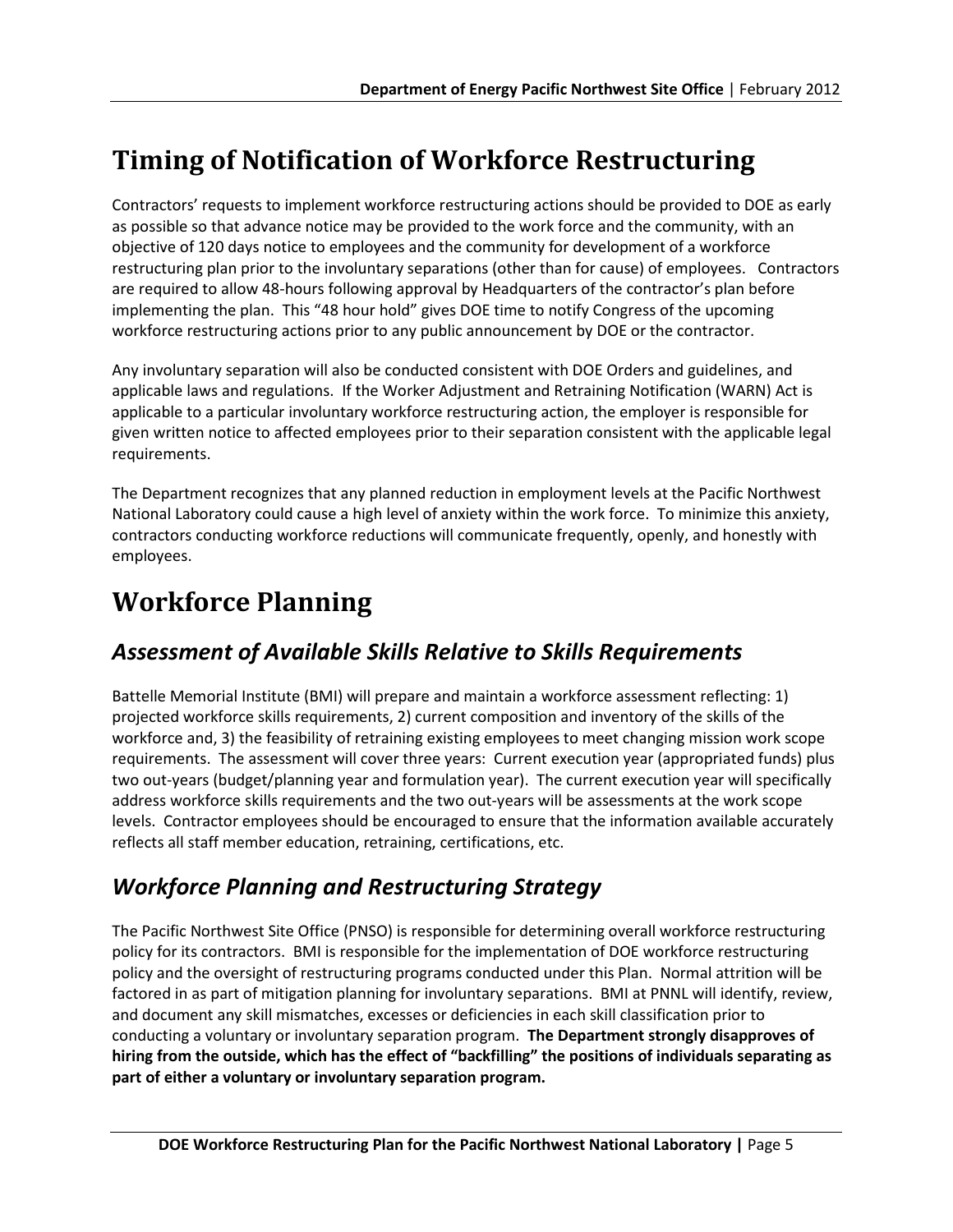# Timing of Notification of Workforce Restructuring

Contractors' requests to implement workforce restructuring actions should be provided to DOE as early as possible so that advance notice may be provided to the work force and the community, with an objective of 120 days notice to employees and the community for development of a workforce restructuring plan prior to the involuntary separations (other than for cause) of employees. Contractors are required to allow 48-hours following approval by Headquarters of the contractor's plan before implementing the plan. This "48 hour hold" gives DOE time to notify Congress of the upcoming workforce restructuring actions prior to any public announcement by DOE or the contractor.

Any involuntary separation will also be conducted consistent with DOE Orders and guidelines, and applicable laws and regulations. If the Worker Adjustment and Retraining Notification (WARN) Act is applicable to a particular involuntary workforce restructuring action, the employer is responsible for given written notice to affected employees prior to their separation consistent with the applicable legal requirements.

The Department recognizes that any planned reduction in employment levels at the Pacific Northwest National Laboratory could cause a high level of anxiety within the work force. To minimize this anxiety, contractors conducting workforce reductions will communicate frequently, openly, and honestly with employees.

# Workforce Planning

## *Assessment of Available Skills Relative to Skills Requirements*

Battelle Memorial Institute (BMI) will prepare and maintain a workforce assessment reflecting: 1) projected workforce skills requirements, 2) current composition and inventory of the skills of the workforce and, 3) the feasibility of retraining existing employees to meet changing mission work scope requirements. The assessment will cover three years: Current execution year (appropriated funds) plus two out-years (budget/planning year and formulation year). The current execution year will specifically address workforce skills requirements and the two out-years will be assessments at the work scope levels. Contractor employees should be encouraged to ensure that the information available accurately reflects all staff member education, retraining, certifications, etc.

## *Workforce Planning and Restructuring Strategy*

The Pacific Northwest Site Office (PNSO) is responsible for determining overall workforce restructuring policy for its contractors. BMI is responsible for the implementation of DOE workforce restructuring policy and the oversight of restructuring programs conducted under this Plan. Normal attrition will be factored in as part of mitigation planning for involuntary separations. BMI at PNNL will identify, review, and document any skill mismatches, excesses or deficiencies in each skill classification prior to conducting a voluntary or involuntary separation program. **The Department strongly disapproves of hiring from the outside, which has the effect of "backfilling" the positions of individuals separating as part of either a voluntary or involuntary separation program.**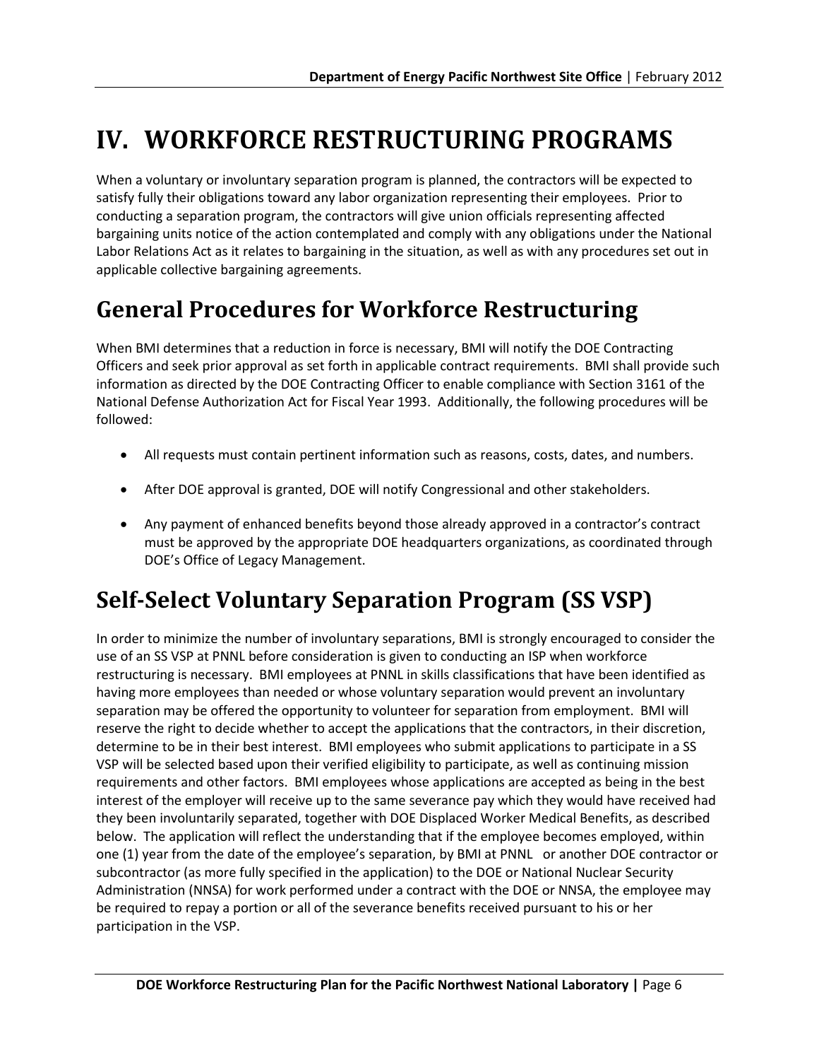# IV. WORKFORCE RESTRUCTURING PROGRAMS

When a voluntary or involuntary separation program is planned, the contractors will be expected to satisfy fully their obligations toward any labor organization representing their employees. Prior to conducting a separation program, the contractors will give union officials representing affected bargaining units notice of the action contemplated and comply with any obligations under the National Labor Relations Act as it relates to bargaining in the situation, as well as with any procedures set out in applicable collective bargaining agreements.

## General Procedures for Workforce Restructuring

When BMI determines that a reduction in force is necessary, BMI will notify the DOE Contracting Officers and seek prior approval as set forth in applicable contract requirements. BMI shall provide such information as directed by the DOE Contracting Officer to enable compliance with Section 3161 of the National Defense Authorization Act for Fiscal Year 1993. Additionally, the following procedures will be followed:

- All requests must contain pertinent information such as reasons, costs, dates, and numbers.
- After DOE approval is granted, DOE will notify Congressional and other stakeholders.
- Any payment of enhanced benefits beyond those already approved in a contractor's contract must be approved by the appropriate DOE headquarters organizations, as coordinated through DOE's Office of Legacy Management.

## Self-Select Voluntary Separation Program (SS VSP)

In order to minimize the number of involuntary separations, BMI is strongly encouraged to consider the use of an SS VSP at PNNL before consideration is given to conducting an ISP when workforce restructuring is necessary. BMI employees at PNNL in skills classifications that have been identified as having more employees than needed or whose voluntary separation would prevent an involuntary separation may be offered the opportunity to volunteer for separation from employment. BMI will reserve the right to decide whether to accept the applications that the contractors, in their discretion, determine to be in their best interest. BMI employees who submit applications to participate in a SS VSP will be selected based upon their verified eligibility to participate, as well as continuing mission requirements and other factors. BMI employees whose applications are accepted as being in the best interest of the employer will receive up to the same severance pay which they would have received had they been involuntarily separated, together with DOE Displaced Worker Medical Benefits, as described below. The application will reflect the understanding that if the employee becomes employed, within one (1) year from the date of the employee's separation, by BMI at PNNL or another DOE contractor or subcontractor (as more fully specified in the application) to the DOE or National Nuclear Security Administration (NNSA) for work performed under a contract with the DOE or NNSA, the employee may be required to repay a portion or all of the severance benefits received pursuant to his or her participation in the VSP.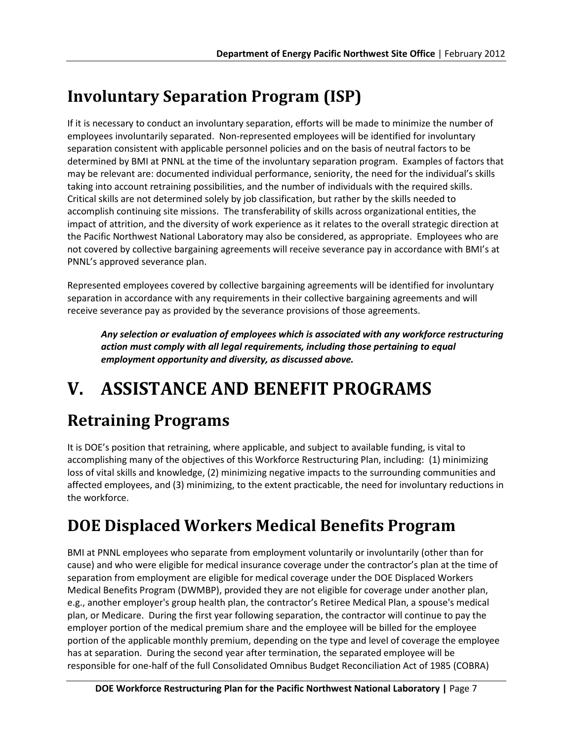## Involuntary Separation Program (ISP)

If it is necessary to conduct an involuntary separation, efforts will be made to minimize the number of employees involuntarily separated. Non-represented employees will be identified for involuntary separation consistent with applicable personnel policies and on the basis of neutral factors to be determined by BMI at PNNL at the time of the involuntary separation program. Examples of factors that may be relevant are: documented individual performance, seniority, the need for the individual's skills taking into account retraining possibilities, and the number of individuals with the required skills. Critical skills are not determined solely by job classification, but rather by the skills needed to accomplish continuing site missions. The transferability of skills across organizational entities, the impact of attrition, and the diversity of work experience as it relates to the overall strategic direction at the Pacific Northwest National Laboratory may also be considered, as appropriate. Employees who are not covered by collective bargaining agreements will receive severance pay in accordance with BMI's at PNNL's approved severance plan.

Represented employees covered by collective bargaining agreements will be identified for involuntary separation in accordance with any requirements in their collective bargaining agreements and will receive severance pay as provided by the severance provisions of those agreements.

> ***Any selection or evaluation of employees which is associated with any workforce restructuring action must comply with all legal requirements, including those pertaining to equal employment opportunity and diversity, as discussed above.***

# V. ASSISTANCE AND BENEFIT PROGRAMS

## Retraining Programs

It is DOE's position that retraining, where applicable, and subject to available funding, is vital to accomplishing many of the objectives of this Workforce Restructuring Plan, including: (1) minimizing loss of vital skills and knowledge, (2) minimizing negative impacts to the surrounding communities and affected employees, and (3) minimizing, to the extent practicable, the need for involuntary reductions in the workforce.

## DOE Displaced Workers Medical Benefits Program

BMI at PNNL employees who separate from employment voluntarily or involuntarily (other than for cause) and who were eligible for medical insurance coverage under the contractor's plan at the time of separation from employment are eligible for medical coverage under the DOE Displaced Workers Medical Benefits Program (DWMBP), provided they are not eligible for coverage under another plan, e.g., another employer's group health plan, the contractor's Retiree Medical Plan, a spouse's medical plan, or Medicare. During the first year following separation, the contractor will continue to pay the employer portion of the medical premium share and the employee will be billed for the employee portion of the applicable monthly premium, depending on the type and level of coverage the employee has at separation. During the second year after termination, the separated employee will be responsible for one-half of the full Consolidated Omnibus Budget Reconciliation Act of 1985 (COBRA)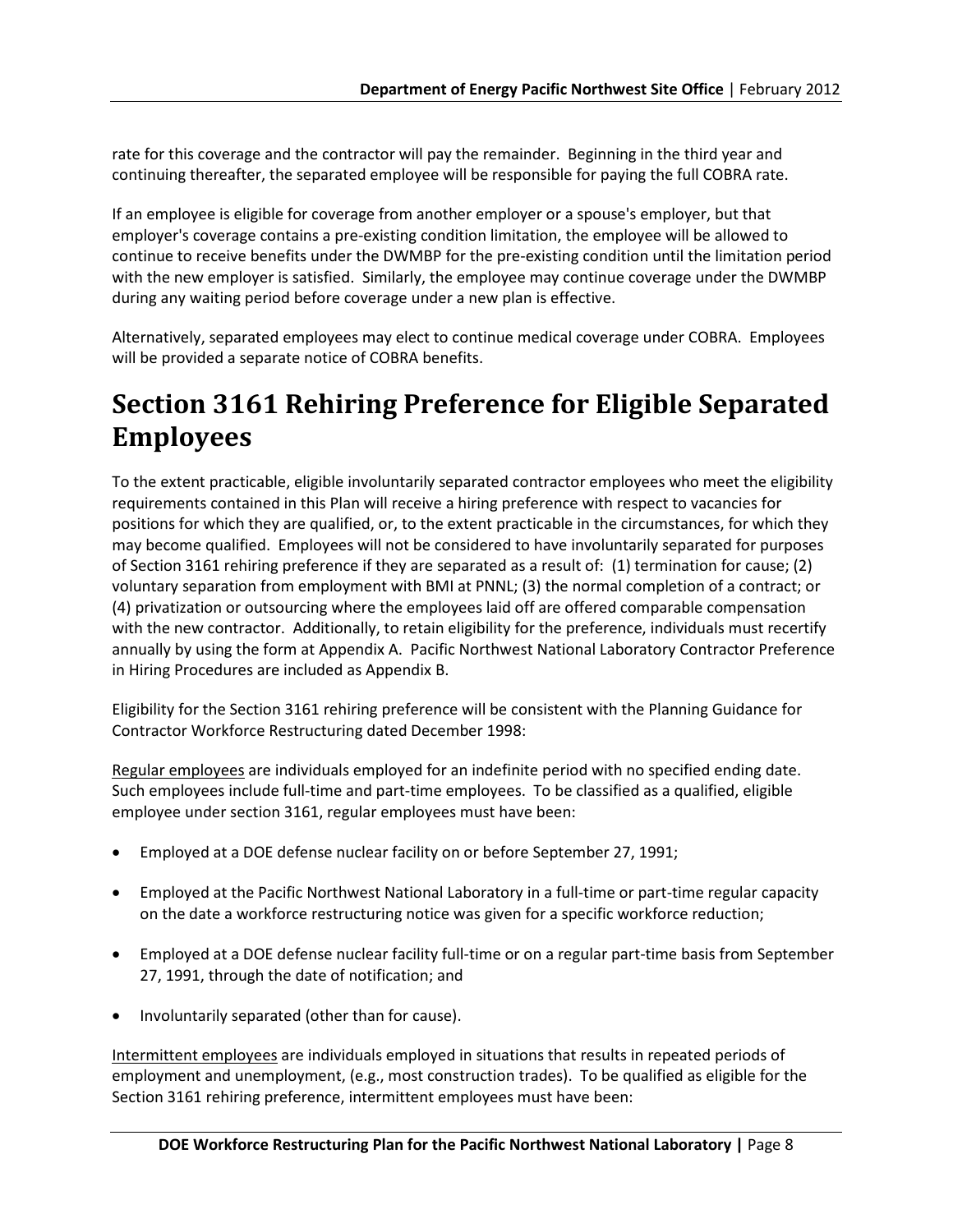rate for this coverage and the contractor will pay the remainder. Beginning in the third year and continuing thereafter, the separated employee will be responsible for paying the full COBRA rate.

If an employee is eligible for coverage from another employer or a spouse's employer, but that employer's coverage contains a pre-existing condition limitation, the employee will be allowed to continue to receive benefits under the DWMBP for the pre-existing condition until the limitation period with the new employer is satisfied. Similarly, the employee may continue coverage under the DWMBP during any waiting period before coverage under a new plan is effective.

Alternatively, separated employees may elect to continue medical coverage under COBRA. Employees will be provided a separate notice of COBRA benefits.

# Section 3161 Rehiring Preference for Eligible Separated Employees

To the extent practicable, eligible involuntarily separated contractor employees who meet the eligibility requirements contained in this Plan will receive a hiring preference with respect to vacancies for positions for which they are qualified, or, to the extent practicable in the circumstances, for which they may become qualified. Employees will not be considered to have involuntarily separated for purposes of Section 3161 rehiring preference if they are separated as a result of: (1) termination for cause; (2) voluntary separation from employment with BMI at PNNL; (3) the normal completion of a contract; or (4) privatization or outsourcing where the employees laid off are offered comparable compensation with the new contractor. Additionally, to retain eligibility for the preference, individuals must recertify annually by using the form at Appendix A. Pacific Northwest National Laboratory Contractor Preference in Hiring Procedures are included as Appendix B.

Eligibility for the Section 3161 rehiring preference will be consistent with the Planning Guidance for Contractor Workforce Restructuring dated December 1998:

<u>Regular employees</u> are individuals employed for an indefinite period with no specified ending date. Such employees include full-time and part-time employees. To be classified as a qualified, eligible employee under section 3161, regular employees must have been:

- Employed at a DOE defense nuclear facility on or before September 27, 1991;
- Employed at the Pacific Northwest National Laboratory in a full-time or part-time regular capacity on the date a workforce restructuring notice was given for a specific workforce reduction;
- Employed at a DOE defense nuclear facility full-time or on a regular part-time basis from September 27, 1991, through the date of notification; and
- Involuntarily separated (other than for cause).

<u>Intermittent employees</u> are individuals employed in situations that results in repeated periods of employment and unemployment, (e.g., most construction trades). To be qualified as eligible for the Section 3161 rehiring preference, intermittent employees must have been: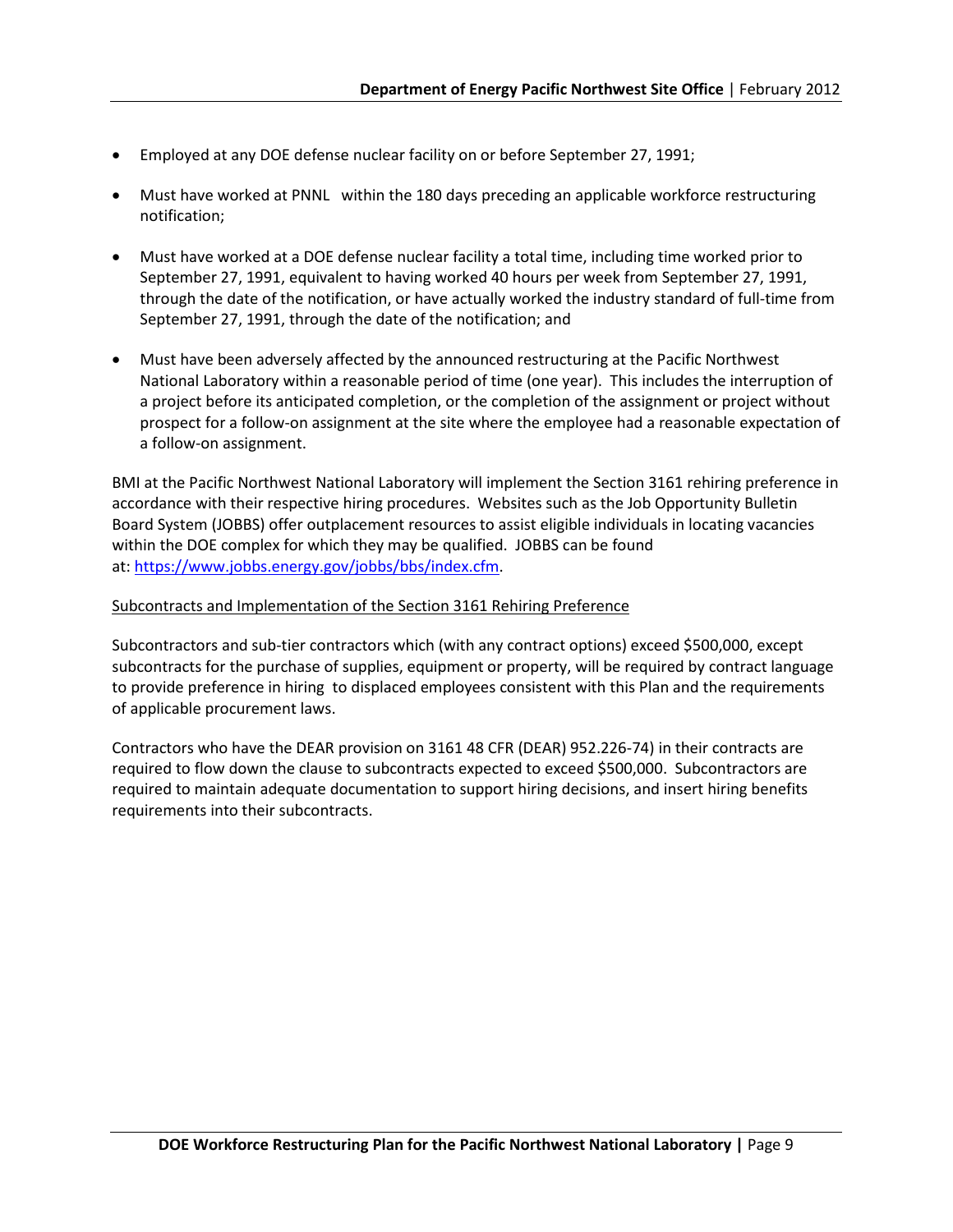- Employed at any DOE defense nuclear facility on or before September 27, 1991;
- Must have worked at PNNL within the 180 days preceding an applicable workforce restructuring notification;
- Must have worked at a DOE defense nuclear facility a total time, including time worked prior to September 27, 1991, equivalent to having worked 40 hours per week from September 27, 1991, through the date of the notification, or have actually worked the industry standard of full-time from September 27, 1991, through the date of the notification; and
- Must have been adversely affected by the announced restructuring at the Pacific Northwest National Laboratory within a reasonable period of time (one year). This includes the interruption of a project before its anticipated completion, or the completion of the assignment or project without prospect for a follow-on assignment at the site where the employee had a reasonable expectation of a follow-on assignment.

BMI at the Pacific Northwest National Laboratory will implement the Section 3161 rehiring preference in accordance with their respective hiring procedures. Websites such as the Job Opportunity Bulletin Board System (JOBBS) offer outplacement resources to assist eligible individuals in locating vacancies within the DOE complex for which they may be qualified. JOBBS can be found at: https://www.jobbs.energy.gov/jobbs/bbs/index.cfm.

Subcontracts and Implementation of the Section 3161 Rehiring Preference

Subcontractors and sub-tier contractors which (with any contract options) exceed $500,000, except subcontracts for the purchase of supplies, equipment or property, will be required by contract language to provide preference in hiring to displaced employees consistent with this Plan and the requirements of applicable procurement laws.

Contractors who have the DEAR provision on 3161 48 CFR (DEAR) 952.226-74) in their contracts are required to flow down the clause to subcontracts expected to exceed $500,000. Subcontractors are required to maintain adequate documentation to support hiring decisions, and insert hiring benefits requirements into their subcontracts.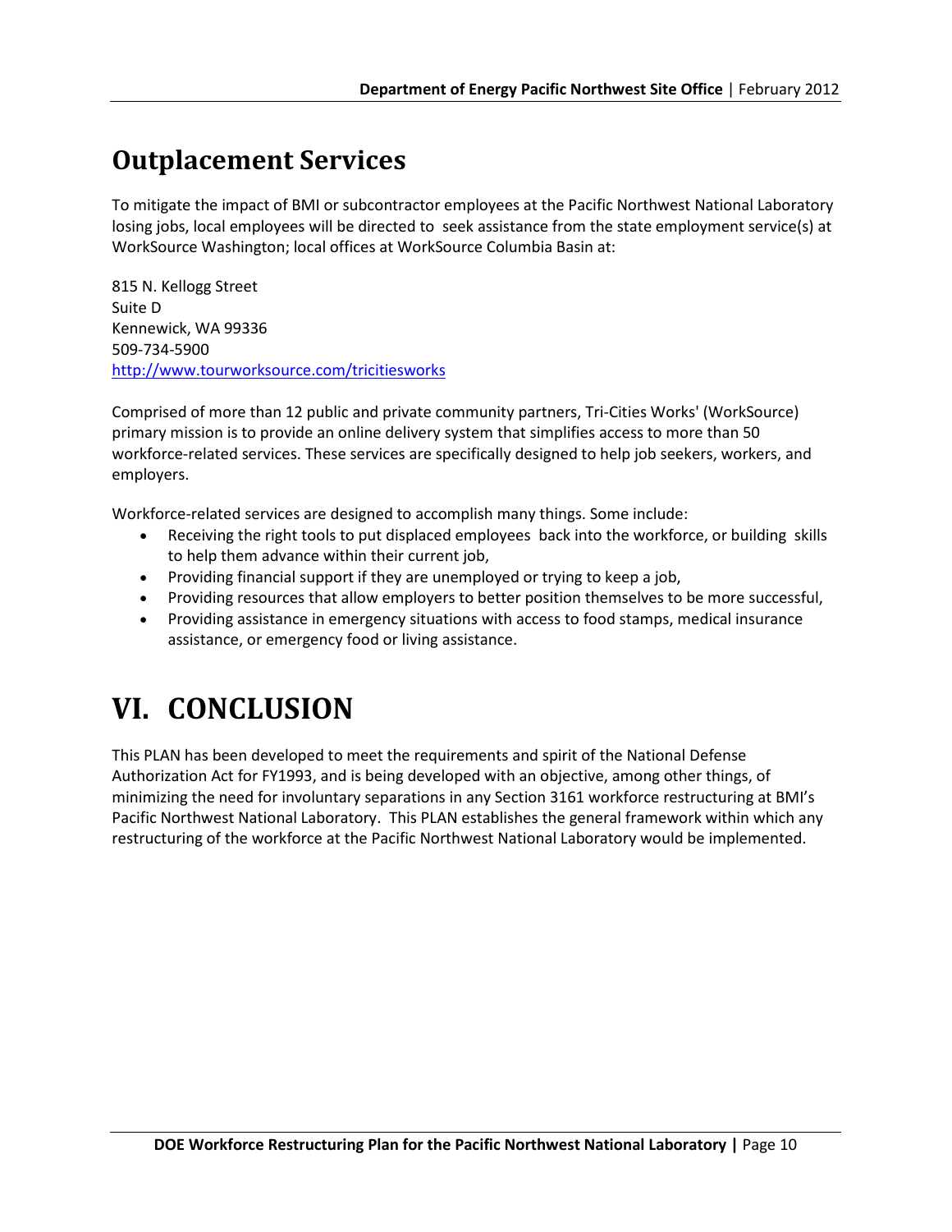## Outplacement Services

To mitigate the impact of BMI or subcontractor employees at the Pacific Northwest National Laboratory losing jobs, local employees will be directed to seek assistance from the state employment service(s) at WorkSource Washington; local offices at WorkSource Columbia Basin at:

815 N. Kellogg Street
Suite D
Kennewick, WA 99336
509-734-5900
http://www.tourworksource.com/tricitiesworks

Comprised of more than 12 public and private community partners, Tri-Cities Works' (WorkSource) primary mission is to provide an online delivery system that simplifies access to more than 50 workforce-related services. These services are specifically designed to help job seekers, workers, and employers.

Workforce-related services are designed to accomplish many things. Some include:

- Receiving the right tools to put displaced employees back into the workforce, or building skills to help them advance within their current job,
- Providing financial support if they are unemployed or trying to keep a job,
- Providing resources that allow employers to better position themselves to be more successful,
- Providing assistance in emergency situations with access to food stamps, medical insurance assistance, or emergency food or living assistance.

# VI. CONCLUSION

This PLAN has been developed to meet the requirements and spirit of the National Defense Authorization Act for FY1993, and is being developed with an objective, among other things, of minimizing the need for involuntary separations in any Section 3161 workforce restructuring at BMI's Pacific Northwest National Laboratory. This PLAN establishes the general framework within which any restructuring of the workforce at the Pacific Northwest National Laboratory would be implemented.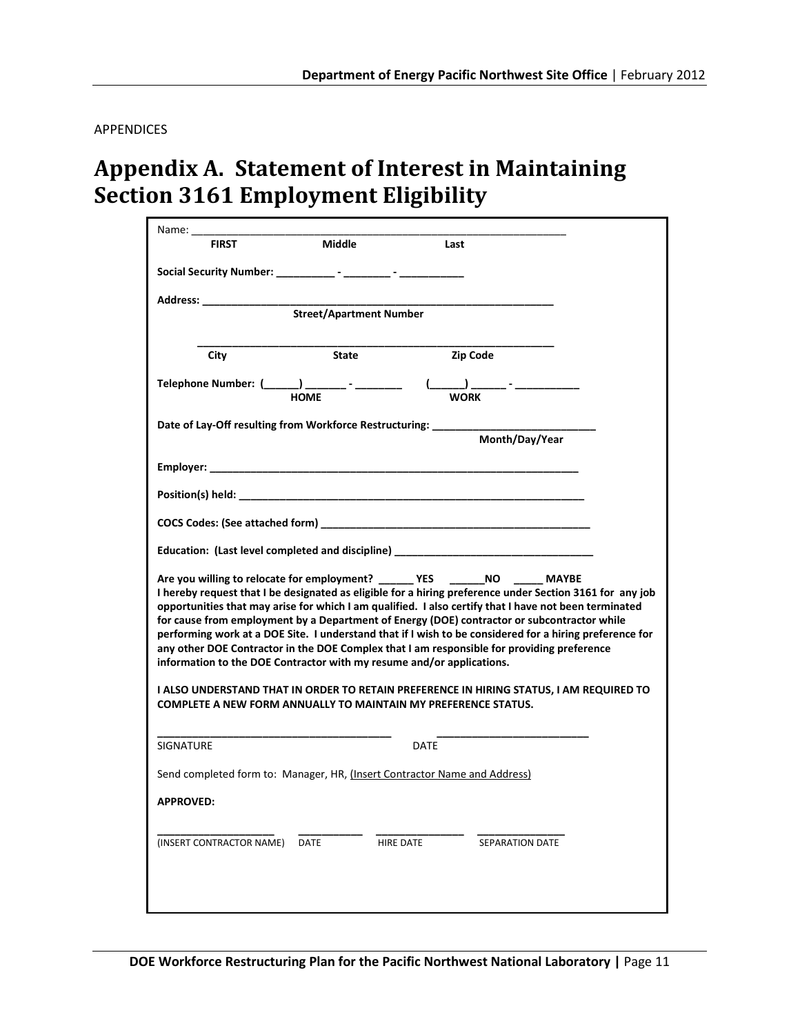APPENDICES

# Appendix A. Statement of Interest in Maintaining Section 3161 Employment Eligibility

Name: ___________________________________________________________________

**FIRST** **Middle** **Last**

**Social Security Number: __________ - ________ - ___________**

**Address: _____________________________________________________________**

**Street/Apartment Number**

_____________________________________________________________

**City** **State** **Zip Code**

**Telephone Number: (______) _______ - ________ (______) ______ - ___________**

**HOME** **WORK**

**Date of Lay-Off resulting from Workforce Restructuring: ___________________________**

**Month/Day/Year**

**Employer: _________________________________________________________________**

**Position(s) held: ____________________________________________________________**

**COCS Codes: (See attached form) _____________________________________________**

**Education: (Last level completed and discipline) _________________________________**

**Are you willing to relocate for employment? ______ YES ______NO _____ MAYBE**

**I hereby request that I be designated as eligible for a hiring preference under Section 3161 for any job opportunities that may arise for which I am qualified. I also certify that I have not been terminated for cause from employment by a Department of Energy (DOE) contractor or subcontractor while performing work at a DOE Site. I understand that if I wish to be considered for a hiring preference for any other DOE Contractor in the DOE Complex that I am responsible for providing preference information to the DOE Contractor with my resume and/or applications.**

**I ALSO UNDERSTAND THAT IN ORDER TO RETAIN PREFERENCE IN HIRING STATUS, I AM REQUIRED TO COMPLETE A NEW FORM ANNUALLY TO MAINTAIN MY PREFERENCE STATUS.**

_______________________________________ _________________________

SIGNATURE DATE

Send completed form to: Manager, HR, (Insert Contractor Name and Address)

**APPROVED:**

___________________ __________ ______________ ______________

(INSERT CONTRACTOR NAME) DATE HIRE DATE SEPARATION DATE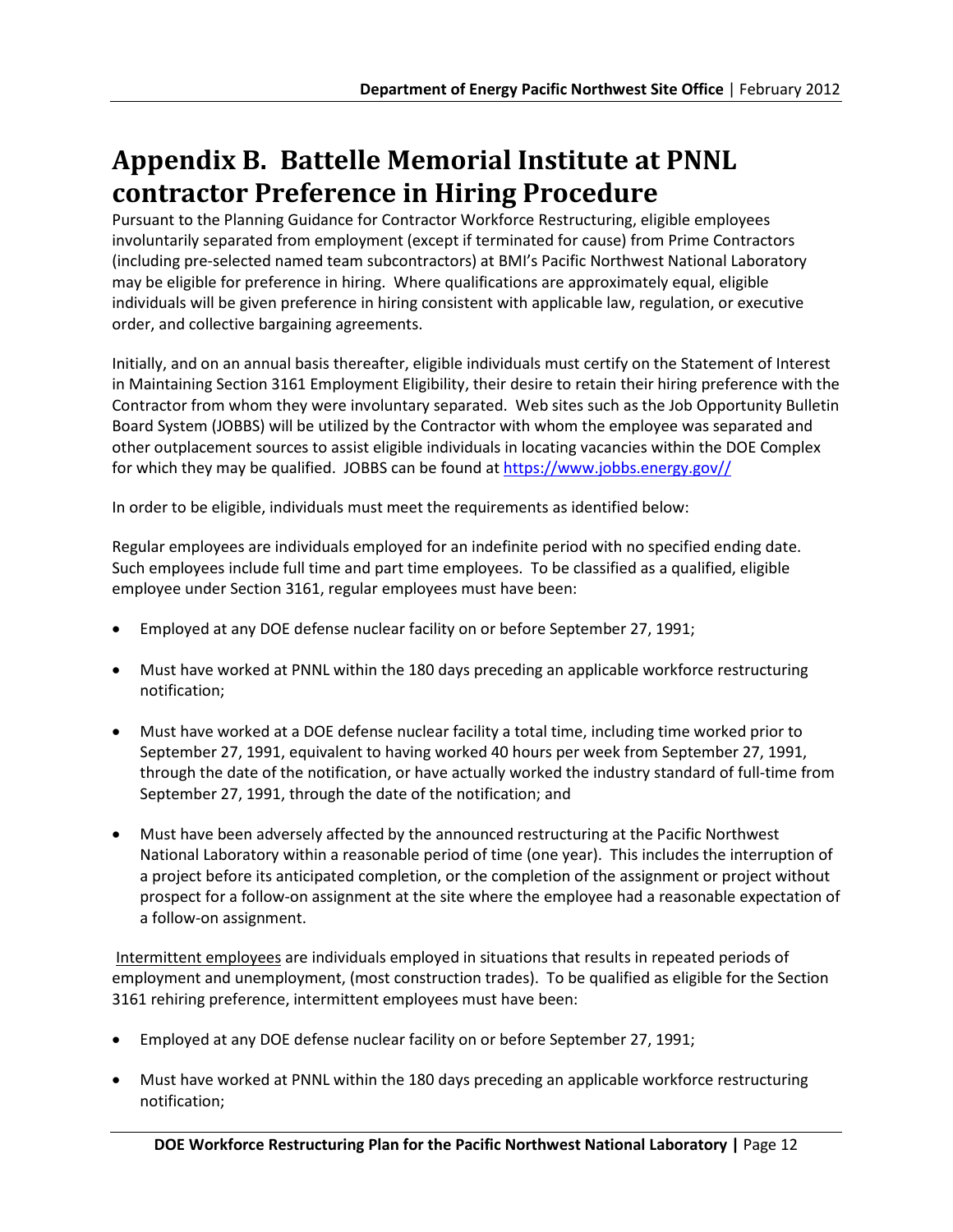# Appendix B. Battelle Memorial Institute at PNNL contractor Preference in Hiring Procedure

Pursuant to the Planning Guidance for Contractor Workforce Restructuring, eligible employees involuntarily separated from employment (except if terminated for cause) from Prime Contractors (including pre-selected named team subcontractors) at BMI's Pacific Northwest National Laboratory may be eligible for preference in hiring. Where qualifications are approximately equal, eligible individuals will be given preference in hiring consistent with applicable law, regulation, or executive order, and collective bargaining agreements.

Initially, and on an annual basis thereafter, eligible individuals must certify on the Statement of Interest in Maintaining Section 3161 Employment Eligibility, their desire to retain their hiring preference with the Contractor from whom they were involuntary separated. Web sites such as the Job Opportunity Bulletin Board System (JOBBS) will be utilized by the Contractor with whom the employee was separated and other outplacement sources to assist eligible individuals in locating vacancies within the DOE Complex for which they may be qualified. JOBBS can be found at https://www.jobbs.energy.gov//

In order to be eligible, individuals must meet the requirements as identified below:

Regular employees are individuals employed for an indefinite period with no specified ending date. Such employees include full time and part time employees. To be classified as a qualified, eligible employee under Section 3161, regular employees must have been:

- Employed at any DOE defense nuclear facility on or before September 27, 1991;
- Must have worked at PNNL within the 180 days preceding an applicable workforce restructuring notification;
- Must have worked at a DOE defense nuclear facility a total time, including time worked prior to September 27, 1991, equivalent to having worked 40 hours per week from September 27, 1991, through the date of the notification, or have actually worked the industry standard of full-time from September 27, 1991, through the date of the notification; and
- Must have been adversely affected by the announced restructuring at the Pacific Northwest National Laboratory within a reasonable period of time (one year). This includes the interruption of a project before its anticipated completion, or the completion of the assignment or project without prospect for a follow-on assignment at the site where the employee had a reasonable expectation of a follow-on assignment.

Intermittent employees are individuals employed in situations that results in repeated periods of employment and unemployment, (most construction trades). To be qualified as eligible for the Section 3161 rehiring preference, intermittent employees must have been:

- Employed at any DOE defense nuclear facility on or before September 27, 1991;
- Must have worked at PNNL within the 180 days preceding an applicable workforce restructuring notification;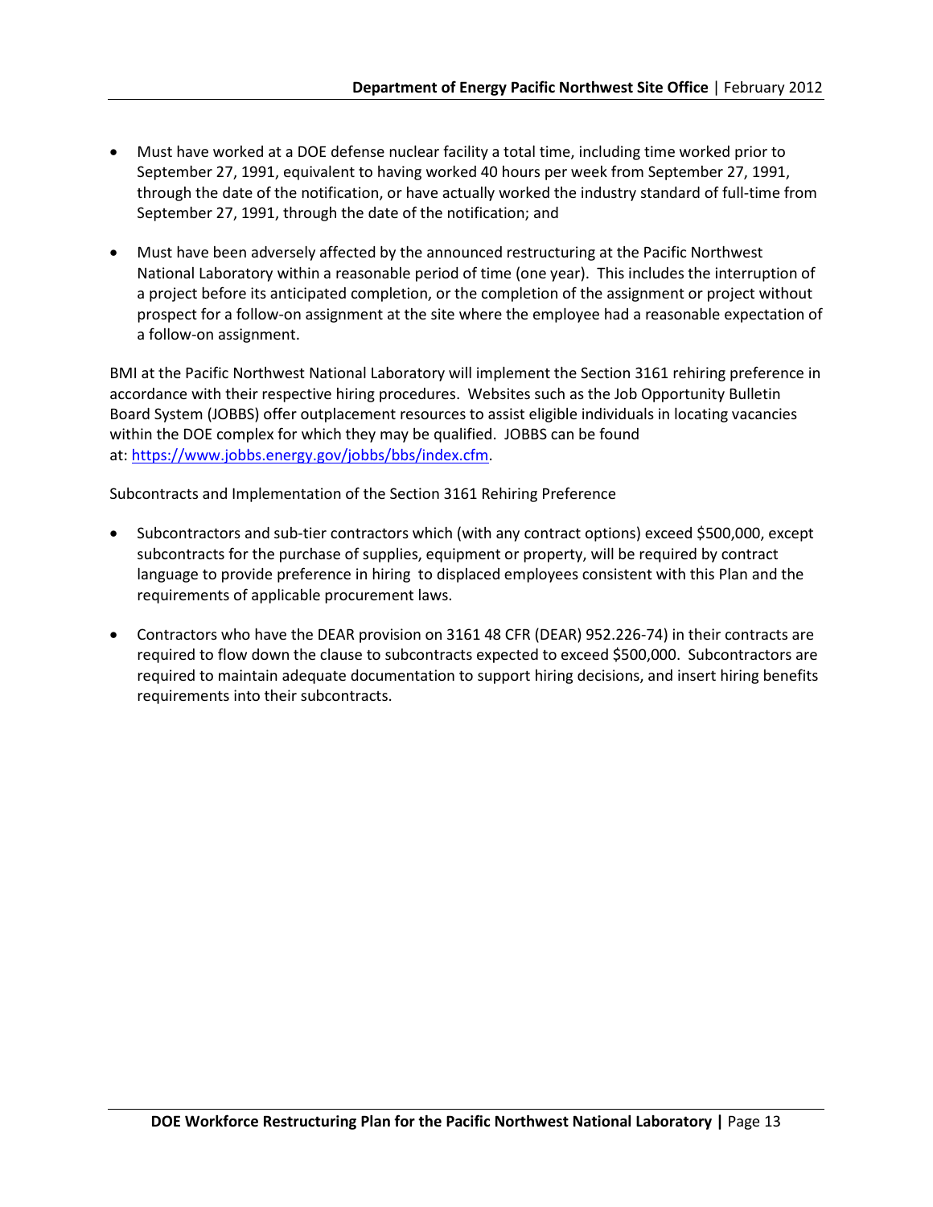- Must have worked at a DOE defense nuclear facility a total time, including time worked prior to September 27, 1991, equivalent to having worked 40 hours per week from September 27, 1991, through the date of the notification, or have actually worked the industry standard of full-time from September 27, 1991, through the date of the notification; and

- Must have been adversely affected by the announced restructuring at the Pacific Northwest National Laboratory within a reasonable period of time (one year). This includes the interruption of a project before its anticipated completion, or the completion of the assignment or project without prospect for a follow-on assignment at the site where the employee had a reasonable expectation of a follow-on assignment.

BMI at the Pacific Northwest National Laboratory will implement the Section 3161 rehiring preference in accordance with their respective hiring procedures. Websites such as the Job Opportunity Bulletin Board System (JOBBS) offer outplacement resources to assist eligible individuals in locating vacancies within the DOE complex for which they may be qualified. JOBBS can be found at: [https://www.jobbs.energy.gov/jobbs/bbs/index.cfm](https://www.jobbs.energy.gov/jobbs/bbs/index.cfm).

Subcontracts and Implementation of the Section 3161 Rehiring Preference

- Subcontractors and sub-tier contractors which (with any contract options) exceed $500,000, except subcontracts for the purchase of supplies, equipment or property, will be required by contract language to provide preference in hiring to displaced employees consistent with this Plan and the requirements of applicable procurement laws.

- Contractors who have the DEAR provision on 3161 48 CFR (DEAR) 952.226-74) in their contracts are required to flow down the clause to subcontracts expected to exceed $500,000. Subcontractors are required to maintain adequate documentation to support hiring decisions, and insert hiring benefits requirements into their subcontracts.